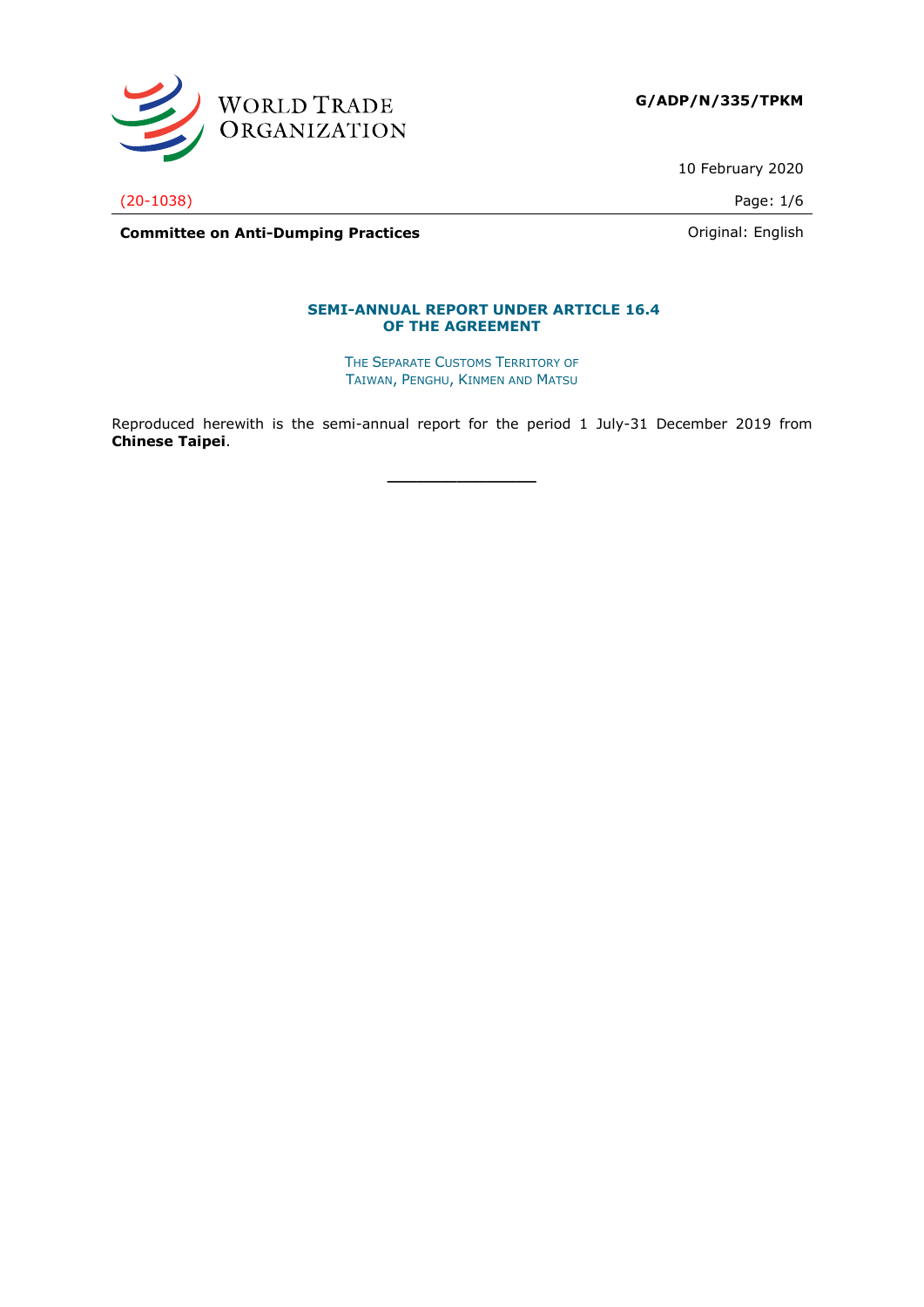**G/ADP/N/335/TPKM**

10 February 2020

(20-1038)

**Committee on Anti-Dumping Practices**

Original: English

## SEMI-ANNUAL REPORT UNDER ARTICLE 16.4 OF THE AGREEMENT

THE SEPARATE CUSTOMS TERRITORY OF TAIWAN, PENGHU, KINMEN AND MATSU

Reproduced herewith is the semi-annual report for the period 1 July-31 December 2019 from **Chinese Taipei**.

\_\_\_\_\_\_\_\_\_\_\_\_\_\_\_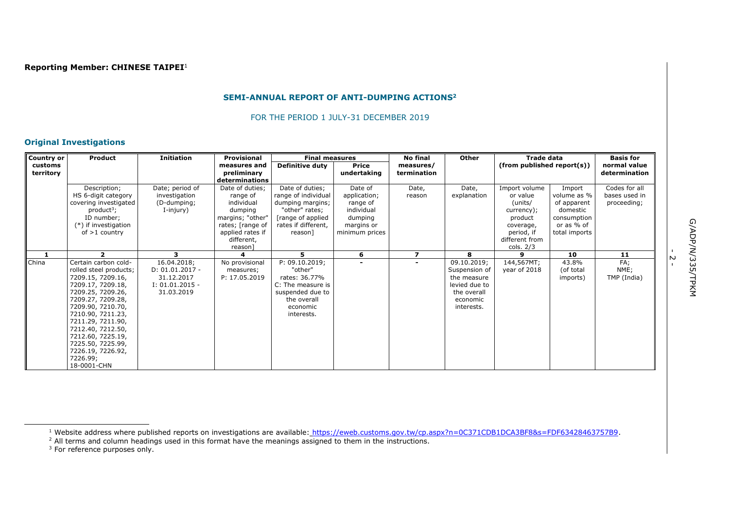**Reporting Member: CHINESE TAIPEI**[1]

## SEMI-ANNUAL REPORT OF ANTI-DUMPING ACTIONS[2]

FOR THE PERIOD 1 JULY-31 DECEMBER 2019

### Original Investigations

| Country or customs territory | Product | Initiation | Provisional measures and preliminary determinations | Final measures | | No final measures/ termination | Other | Trade data (from published report(s)) | | Basis for normal value determination |
|---|---|---|---|---|---|---|---|---|---|---|
| | | | | Definitive duty | Price undertaking | | | | | |
| | Description; HS 6-digit category covering investigated product[3]; ID number; (*) if investigation of >1 country | Date; period of investigation (D-dumping; I-injury) | Date of duties; range of individual dumping margins; "other" rates; [range of applied rates if different, reason] | Date of duties; range of individual dumping margins; "other" rates; [range of applied rates if different, reason] | Date of application; range of individual dumping margins or minimum prices | Date, reason | Date, explanation | Import volume or value (units/ currency); product coverage, period, if different from cols. 2/3 | Import volume as % of apparent domestic consumption or as % of total imports | Codes for all bases used in proceeding; |
| 1 | 2 | 3 | 4 | 5 | 6 | 7 | 8 | 9 | 10 | 11 |
| China | Certain carbon cold-rolled steel products; 7209.15, 7209.16, 7209.17, 7209.18, 7209.25, 7209.26, 7209.27, 7209.28, 7209.90, 7210.70, 7210.90, 7211.23, 7211.29, 7211.90, 7212.40, 7212.50, 7212.60, 7225.19, 7225.50, 7225.99, 7226.19, 7226.92, 7226.99; 18-0001-CHN | 16.04.2018; D: 01.01.2017 - 31.12.2017 I: 01.01.2015 - 31.03.2019 | No provisional measures; P: 17.05.2019 | P: 09.10.2019; "other" rates: 36.77% C: The measure is suspended due to the overall economic interests. | - | - | 09.10.2019; Suspension of the measure levied due to the overall economic interests. | 144,567MT; year of 2018 | 43.8% (of total imports) | FA; NME; TMP (India) |

[1] Website address where published reports on investigations are available: https://eweb.customs.gov.tw/cp.aspx?n=0C371CDB1DCA3BF8&s=FDF63428463757B9.

[2] All terms and column headings used in this format have the meanings assigned to them in the instructions.

[3] For reference purposes only.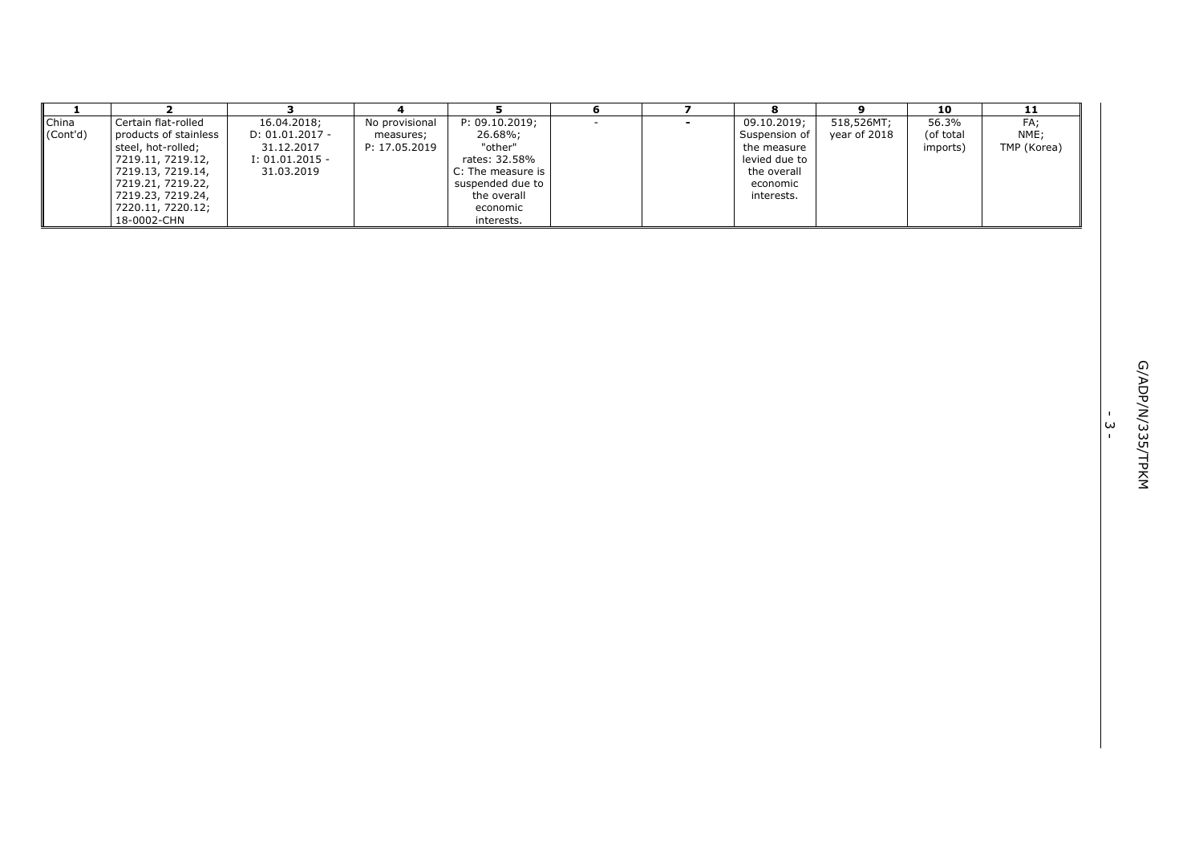| 1 | 2 | 3 | 4 | 5 | 6 | 7 | 8 | 9 | 10 | 11 |
|---|---|---|---|---|---|---|---|---|---|---|
| China (Cont'd) | Certain flat-rolled products of stainless steel, hot-rolled; 7219.11, 7219.12, 7219.13, 7219.14, 7219.21, 7219.22, 7219.23, 7219.24, 7220.11, 7220.12; 18-0002-CHN | 16.04.2018; D: 01.01.2017 - 31.12.2017 I: 01.01.2015 - 31.03.2019 | No provisional measures; P: 17.05.2019 | P: 09.10.2019; 26.68%; "other" rates: 32.58% C: The measure is suspended due to the overall economic interests. | - | - | 09.10.2019; Suspension of the measure levied due to the overall economic interests. | 518,526MT; year of 2018 | 56.3% (of total imports) | FA; NME; TMP (Korea) |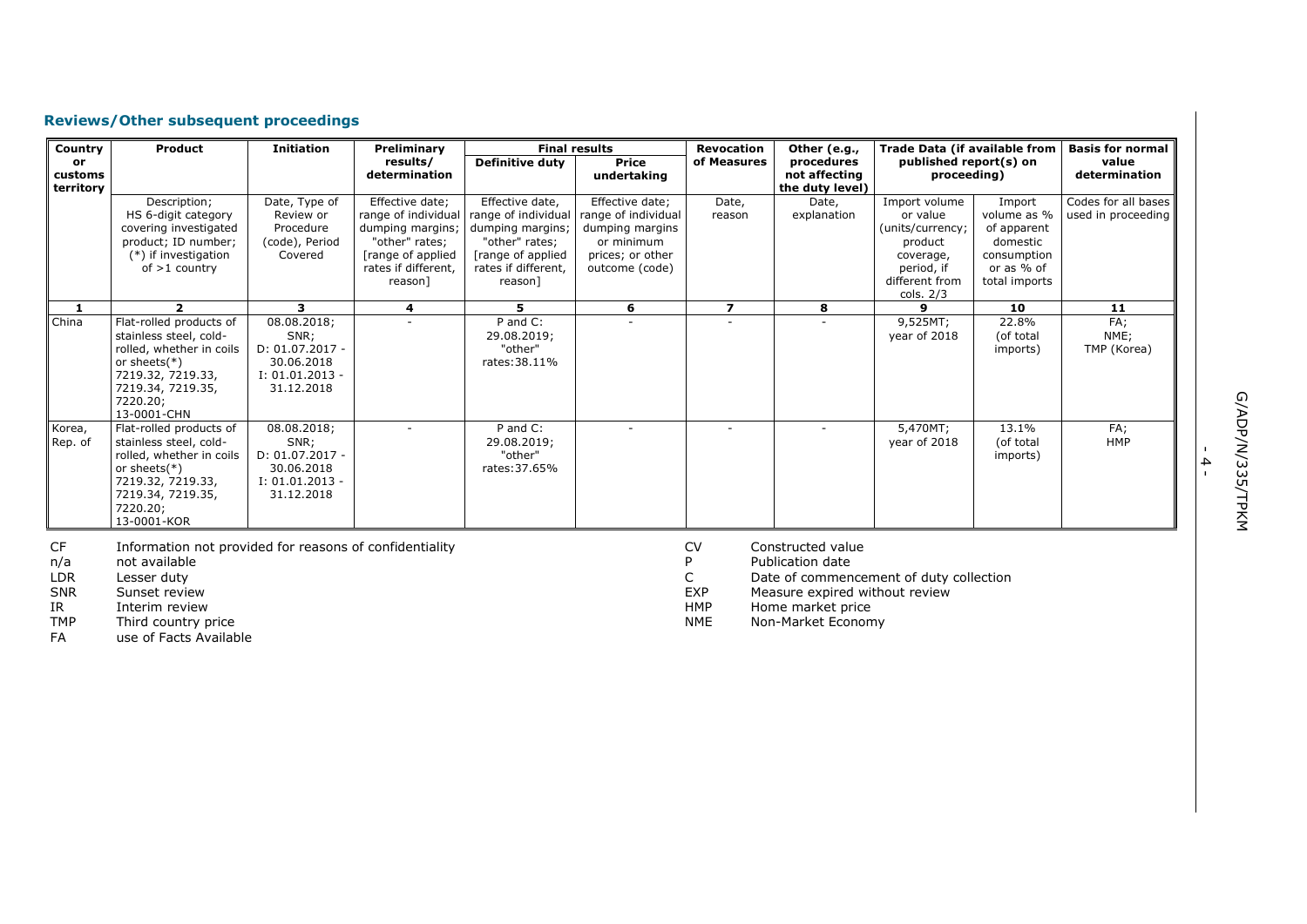### Reviews/Other subsequent proceedings

| Country or customs territory | Product | Initiation | Preliminary results/ determination | Final results | | Revocation of Measures | Other (e.g., procedures not affecting the duty level) | Trade Data (if available from published report(s) on proceeding) | | Basis for normal value determination |
|---|---|---|---|---|---|---|---|---|---|---|
| | | | | Definitive duty | Price undertaking | | | | | |
| | Description; HS 6-digit category covering investigated product; ID number; (*) if investigation of >1 country | Date, Type of Review or Procedure (code), Period Covered | Effective date; range of individual dumping margins; "other" rates; [range of applied rates if different, reason] | Effective date, range of individual dumping margins; "other" rates; [range of applied rates if different, reason] | Effective date; range of individual dumping margins or minimum prices; or other outcome (code) | Date, reason | Date, explanation | Import volume or value (units/currency; product coverage, period, if different from cols. 2/3 | Import volume as % of apparent domestic consumption or as % of total imports | Codes for all bases used in proceeding |
| **1** | **2** | **3** | **4** | **5** | **6** | **7** | **8** | **9** | **10** | **11** |
| China | Flat-rolled products of stainless steel, cold-rolled, whether in coils or sheets(*) 7219.32, 7219.33, 7219.34, 7219.35, 7220.20; 13-0001-CHN | 08.08.2018; SNR; D: 01.07.2017 - 30.06.2018 I: 01.01.2013 - 31.12.2018 | - | P and C: 29.08.2019; "other" rates:38.11% | - | - | - | 9,525MT; year of 2018 | 22.8% (of total imports) | FA; NME; TMP (Korea) |
| Korea, Rep. of | Flat-rolled products of stainless steel, cold-rolled, whether in coils or sheets(*) 7219.32, 7219.33, 7219.34, 7219.35, 7220.20; 13-0001-KOR | 08.08.2018; SNR; D: 01.07.2017 - 30.06.2018 I: 01.01.2013 - 31.12.2018 | - | P and C: 29.08.2019; "other" rates:37.65% | - | - | - | 5,470MT; year of 2018 | 13.1% (of total imports) | FA; HMP |

CF Information not provided for reasons of confidentiality
n/a not available
LDR Lesser duty
SNR Sunset review
IR Interim review
TMP Third country price
FA use of Facts Available

CV Constructed value
P Publication date
C Date of commencement of duty collection
EXP Measure expired without review
HMP Home market price
NME Non-Market Economy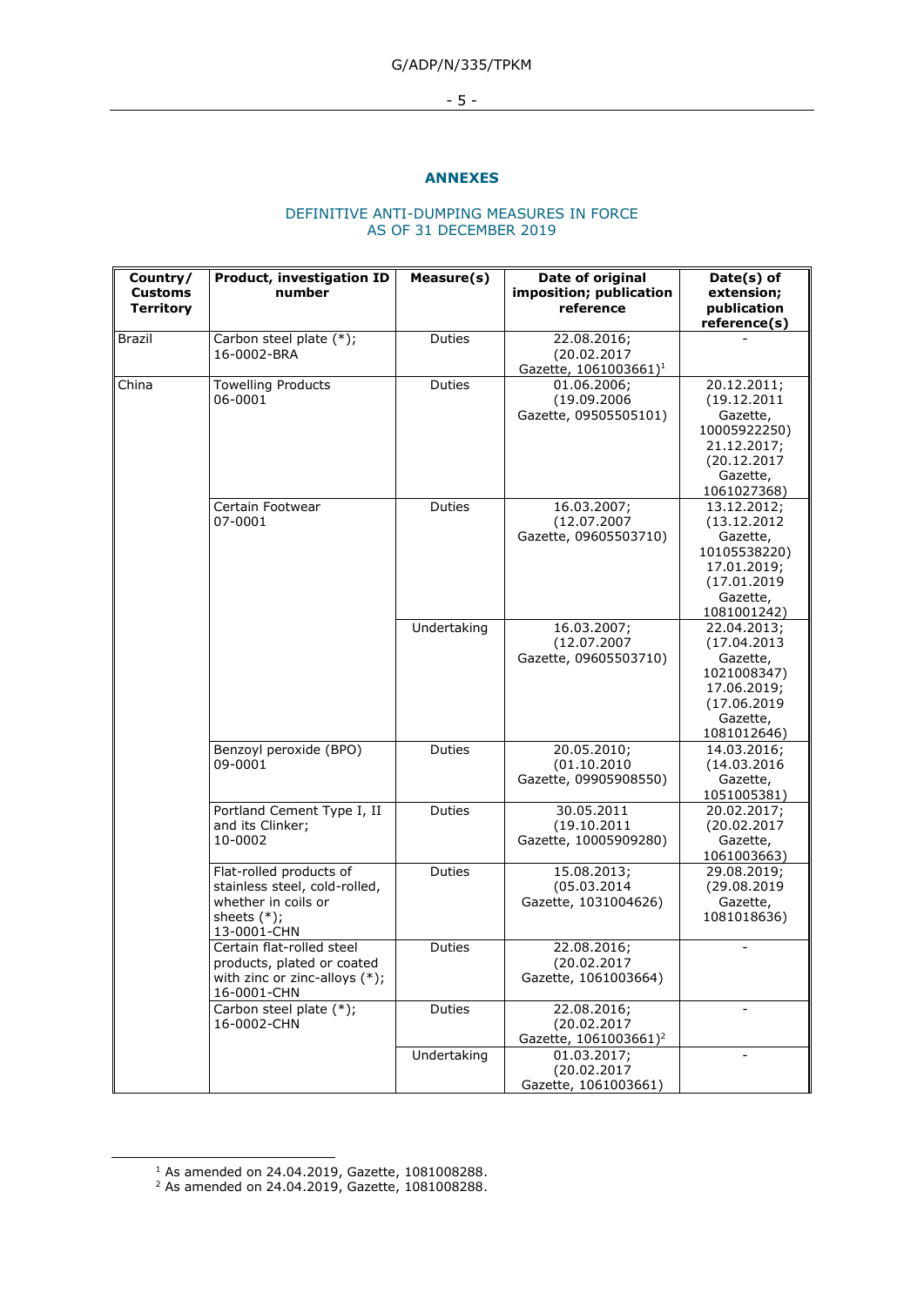## ANNEXES

DEFINITIVE ANTI-DUMPING MEASURES IN FORCE
AS OF 31 DECEMBER 2019

| Country/ Customs Territory | Product, investigation ID number | Measure(s) | Date of original imposition; publication reference | Date(s) of extension; publication reference(s) |
|---|---|---|---|---|
| Brazil | Carbon steel plate (*); 16-0002-BRA | Duties | 22.08.2016; (20.02.2017 Gazette, 1061003661)[1] | - |
| China | Towelling Products 06-0001 | Duties | 01.06.2006; (19.09.2006 Gazette, 09505505101) | 20.12.2011; (19.12.2011 Gazette, 10005922250) 21.12.2017; (20.12.2017 Gazette, 1061027368) |
| | Certain Footwear 07-0001 | Duties | 16.03.2007; (12.07.2007 Gazette, 09605503710) | 13.12.2012; (13.12.2012 Gazette, 10105538220) 17.01.2019; (17.01.2019 Gazette, 1081001242) |
| | | Undertaking | 16.03.2007; (12.07.2007 Gazette, 09605503710) | 22.04.2013; (17.04.2013 Gazette, 1021008347) 17.06.2019; (17.06.2019 Gazette, 1081012646) |
| | Benzoyl peroxide (BPO) 09-0001 | Duties | 20.05.2010; (01.10.2010 Gazette, 09905908550) | 14.03.2016; (14.03.2016 Gazette, 1051005381) |
| | Portland Cement Type I, II and its Clinker; 10-0002 | Duties | 30.05.2011 (19.10.2011 Gazette, 10005909280) | 20.02.2017; (20.02.2017 Gazette, 1061003663) |
| | Flat-rolled products of stainless steel, cold-rolled, whether in coils or sheets (*); 13-0001-CHN | Duties | 15.08.2013; (05.03.2014 Gazette, 1031004626) | 29.08.2019; (29.08.2019 Gazette, 1081018636) |
| | Certain flat-rolled steel products, plated or coated with zinc or zinc-alloys (*); 16-0001-CHN | Duties | 22.08.2016; (20.02.2017 Gazette, 1061003664) | - |
| | Carbon steel plate (*); 16-0002-CHN | Duties | 22.08.2016; (20.02.2017 Gazette, 1061003661)[2] | - |
| | | Undertaking | 01.03.2017; (20.02.2017 Gazette, 1061003661) | - |

[1] As amended on 24.04.2019, Gazette, 1081008288.
[2] As amended on 24.04.2019, Gazette, 1081008288.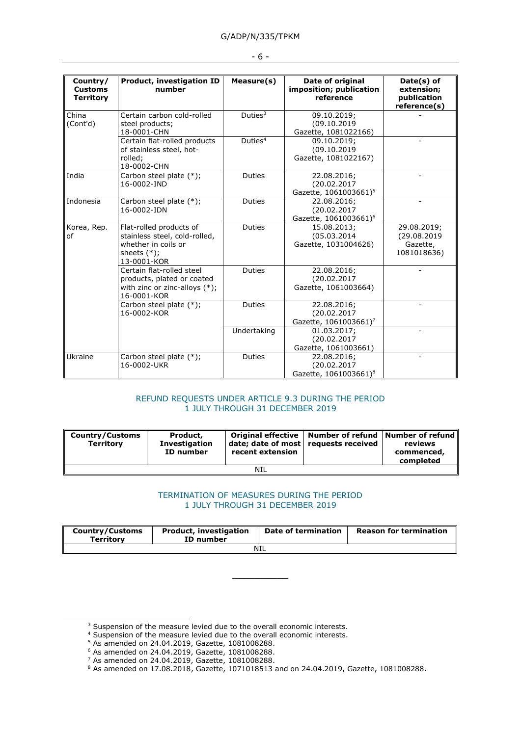| Country/ Customs Territory | Product, investigation ID number | Measure(s) | Date of original imposition; publication reference | Date(s) of extension; publication reference(s) |
|---|---|---|---|---|
| China (Cont'd) | Certain carbon cold-rolled steel products; 18-0001-CHN | Duties[3] | 09.10.2019; (09.10.2019 Gazette, 1081022166) | - |
| | Certain flat-rolled products of stainless steel, hot-rolled; 18-0002-CHN | Duties[4] | 09.10.2019; (09.10.2019 Gazette, 1081022167) | - |
| India | Carbon steel plate (*); 16-0002-IND | Duties | 22.08.2016; (20.02.2017 Gazette, 1061003661)[5] | - |
| Indonesia | Carbon steel plate (*); 16-0002-IDN | Duties | 22.08.2016; (20.02.2017 Gazette, 1061003661)[6] | - |
| Korea, Rep. of | Flat-rolled products of stainless steel, cold-rolled, whether in coils or sheets (*); 13-0001-KOR | Duties | 15.08.2013; (05.03.2014 Gazette, 1031004626) | 29.08.2019; (29.08.2019 Gazette, 1081018636) |
| | Certain flat-rolled steel products, plated or coated with zinc or zinc-alloys (*); 16-0001-KOR | Duties | 22.08.2016; (20.02.2017 Gazette, 1061003664) | - |
| | Carbon steel plate (*); 16-0002-KOR | Duties | 22.08.2016; (20.02.2017 Gazette, 1061003661)[7] | - |
| | | Undertaking | 01.03.2017; (20.02.2017 Gazette, 1061003661) | - |
| Ukraine | Carbon steel plate (*); 16-0002-UKR | Duties | 22.08.2016; (20.02.2017 Gazette, 1061003661)[8] | - |

## REFUND REQUESTS UNDER ARTICLE 9.3 DURING THE PERIOD 1 JULY THROUGH 31 DECEMBER 2019

| Country/Customs Territory | Product, Investigation ID number | Original effective date; date of most recent extension | Number of refund requests received | Number of refund reviews commenced, completed |
|---|---|---|---|---|
| NIL | | | | |

## TERMINATION OF MEASURES DURING THE PERIOD 1 JULY THROUGH 31 DECEMBER 2019

| Country/Customs Territory | Product, investigation ID number | Date of termination | Reason for termination |
|---|---|---|---|
| NIL | | | |

---

[3] Suspension of the measure levied due to the overall economic interests.
[4] Suspension of the measure levied due to the overall economic interests.
[5] As amended on 24.04.2019, Gazette, 1081008288.
[6] As amended on 24.04.2019, Gazette, 1081008288.
[7] As amended on 24.04.2019, Gazette, 1081008288.
[8] As amended on 17.08.2018, Gazette, 1071018513 and on 24.04.2019, Gazette, 1081008288.